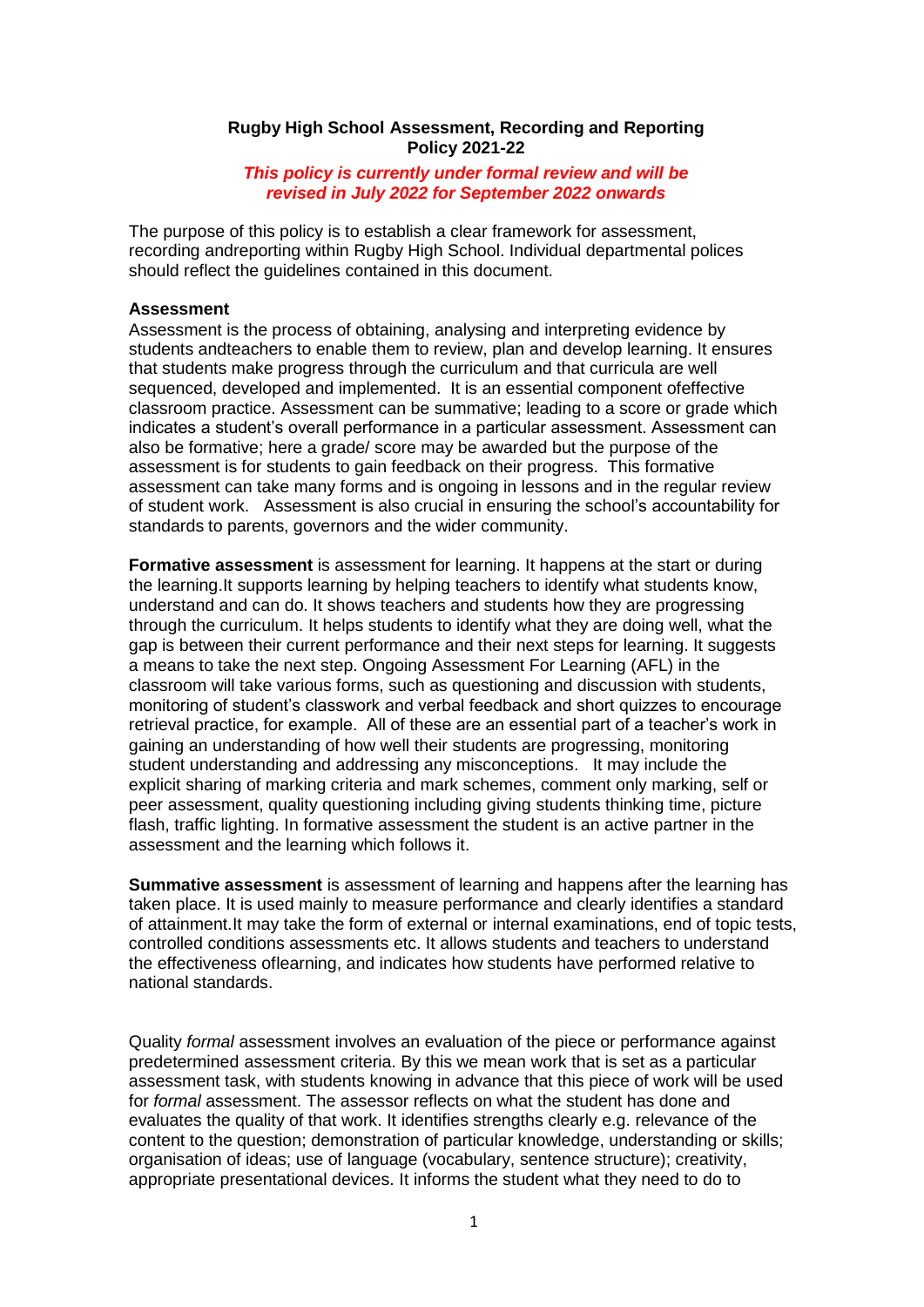**Rugby High School Assessment, Recording and Reporting Policy 2021-22**

***This policy is currently under formal review and will be revised in July 2022 for September 2022 onwards***

The purpose of this policy is to establish a clear framework for assessment, recording andreporting within Rugby High School. Individual departmental polices should reflect the guidelines contained in this document.

## Assessment

Assessment is the process of obtaining, analysing and interpreting evidence by students andteachers to enable them to review, plan and develop learning. It ensures that students make progress through the curriculum and that curricula are well sequenced, developed and implemented. It is an essential component ofeffective classroom practice. Assessment can be summative; leading to a score or grade which indicates a student's overall performance in a particular assessment. Assessment can also be formative; here a grade/ score may be awarded but the purpose of the assessment is for students to gain feedback on their progress. This formative assessment can take many forms and is ongoing in lessons and in the regular review of student work. Assessment is also crucial in ensuring the school's accountability for standards to parents, governors and the wider community.

**Formative assessment** is assessment for learning. It happens at the start or during the learning.It supports learning by helping teachers to identify what students know, understand and can do. It shows teachers and students how they are progressing through the curriculum. It helps students to identify what they are doing well, what the gap is between their current performance and their next steps for learning. It suggests a means to take the next step. Ongoing Assessment For Learning (AFL) in the classroom will take various forms, such as questioning and discussion with students, monitoring of student's classwork and verbal feedback and short quizzes to encourage retrieval practice, for example. All of these are an essential part of a teacher's work in gaining an understanding of how well their students are progressing, monitoring student understanding and addressing any misconceptions. It may include the explicit sharing of marking criteria and mark schemes, comment only marking, self or peer assessment, quality questioning including giving students thinking time, picture flash, traffic lighting. In formative assessment the student is an active partner in the assessment and the learning which follows it.

**Summative assessment** is assessment of learning and happens after the learning has taken place. It is used mainly to measure performance and clearly identifies a standard of attainment.It may take the form of external or internal examinations, end of topic tests, controlled conditions assessments etc. It allows students and teachers to understand the effectiveness oflearning, and indicates how students have performed relative to national standards.

Quality *formal* assessment involves an evaluation of the piece or performance against predetermined assessment criteria. By this we mean work that is set as a particular assessment task, with students knowing in advance that this piece of work will be used for *formal* assessment. The assessor reflects on what the student has done and evaluates the quality of that work. It identifies strengths clearly e.g. relevance of the content to the question; demonstration of particular knowledge, understanding or skills; organisation of ideas; use of language (vocabulary, sentence structure); creativity, appropriate presentational devices. It informs the student what they need to do to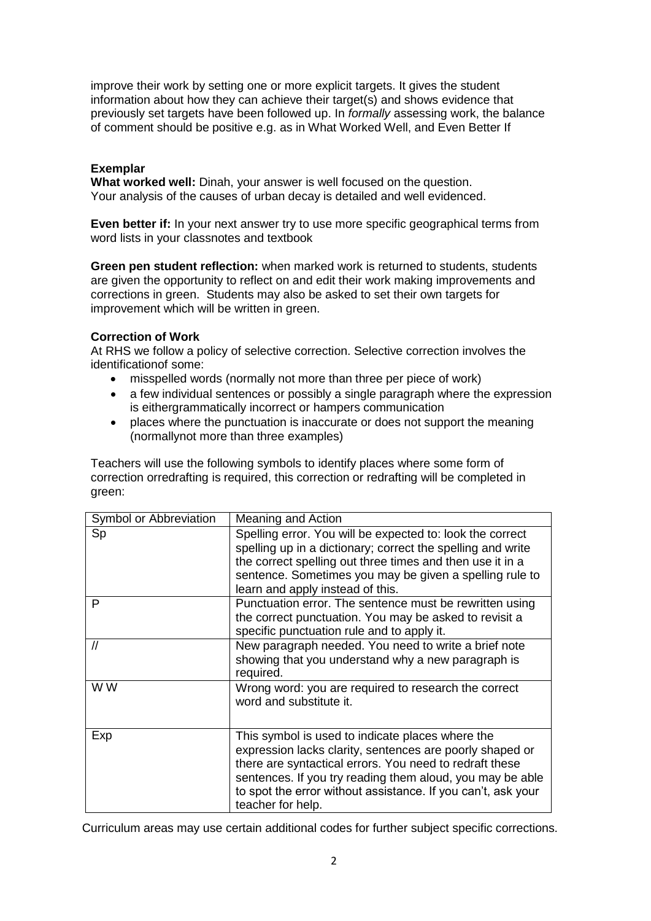improve their work by setting one or more explicit targets. It gives the student information about how they can achieve their target(s) and shows evidence that previously set targets have been followed up. In *formally* assessing work, the balance of comment should be positive e.g. as in What Worked Well, and Even Better If

**Exemplar**

**What worked well:** Dinah, your answer is well focused on the question. Your analysis of the causes of urban decay is detailed and well evidenced.

**Even better if:** In your next answer try to use more specific geographical terms from word lists in your classnotes and textbook

**Green pen student reflection:** when marked work is returned to students, students are given the opportunity to reflect on and edit their work making improvements and corrections in green. Students may also be asked to set their own targets for improvement which will be written in green.

**Correction of Work**

At RHS we follow a policy of selective correction. Selective correction involves the identificationof some:

- misspelled words (normally not more than three per piece of work)
- a few individual sentences or possibly a single paragraph where the expression is eithergrammatically incorrect or hampers communication
- places where the punctuation is inaccurate or does not support the meaning (normallynot more than three examples)

Teachers will use the following symbols to identify places where some form of correction orredrafting is required, this correction or redrafting will be completed in green:

| Symbol or Abbreviation | Meaning and Action |
|---|---|
| Sp | Spelling error. You will be expected to: look the correct spelling up in a dictionary; correct the spelling and write the correct spelling out three times and then use it in a sentence. Sometimes you may be given a spelling rule to learn and apply instead of this. |
| P | Punctuation error. The sentence must be rewritten using the correct punctuation. You may be asked to revisit a specific punctuation rule and to apply it. |
| // | New paragraph needed. You need to write a brief note showing that you understand why a new paragraph is required. |
| W W | Wrong word: you are required to research the correct word and substitute it. |
| Exp | This symbol is used to indicate places where the expression lacks clarity, sentences are poorly shaped or there are syntactical errors. You need to redraft these sentences. If you try reading them aloud, you may be able to spot the error without assistance. If you can't, ask your teacher for help. |

Curriculum areas may use certain additional codes for further subject specific corrections.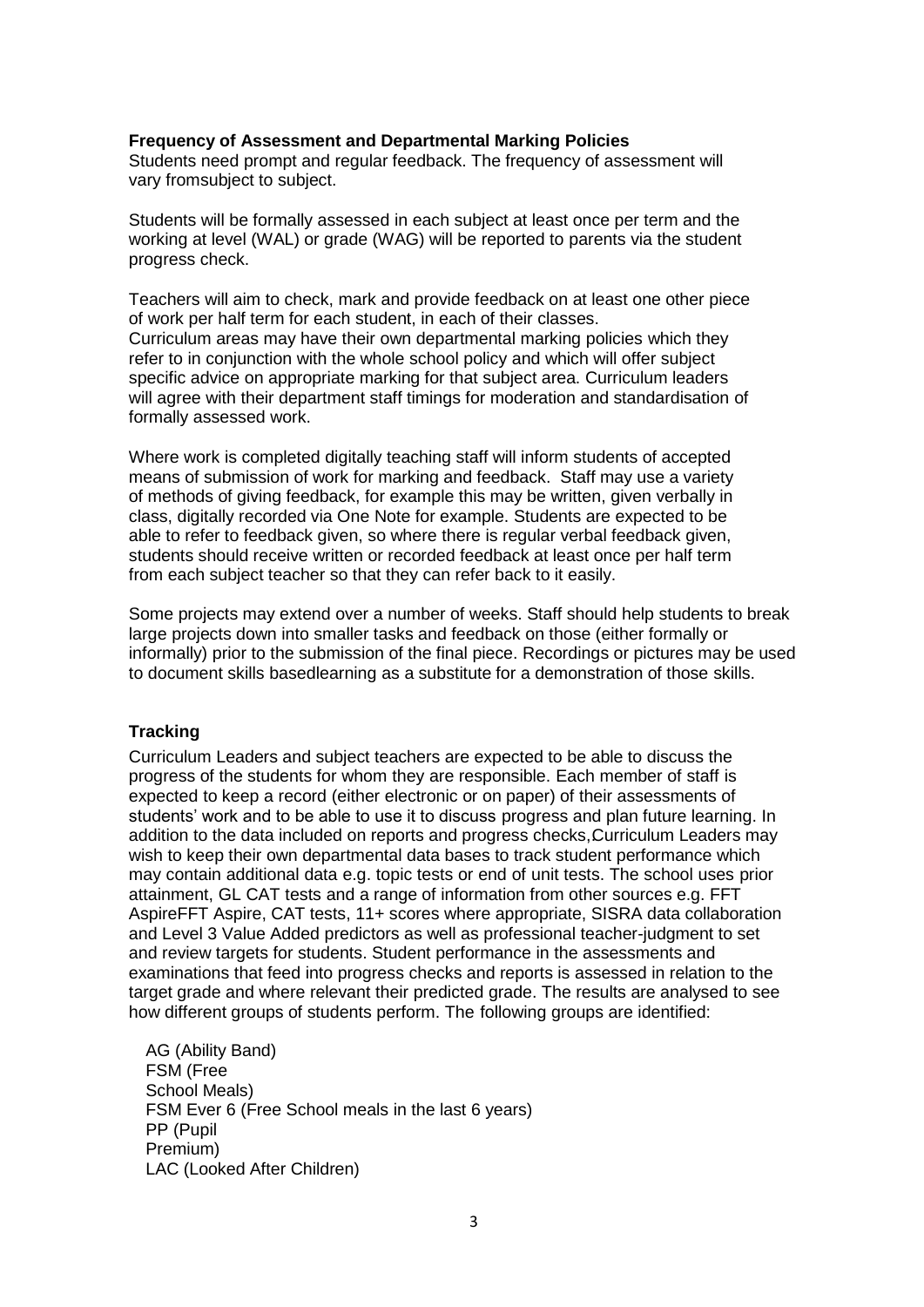**Frequency of Assessment and Departmental Marking Policies**

Students need prompt and regular feedback. The frequency of assessment will vary fromsubject to subject.

Students will be formally assessed in each subject at least once per term and the working at level (WAL) or grade (WAG) will be reported to parents via the student progress check.

Teachers will aim to check, mark and provide feedback on at least one other piece of work per half term for each student, in each of their classes.
Curriculum areas may have their own departmental marking policies which they refer to in conjunction with the whole school policy and which will offer subject specific advice on appropriate marking for that subject area. Curriculum leaders will agree with their department staff timings for moderation and standardisation of formally assessed work.

Where work is completed digitally teaching staff will inform students of accepted means of submission of work for marking and feedback. Staff may use a variety of methods of giving feedback, for example this may be written, given verbally in class, digitally recorded via One Note for example. Students are expected to be able to refer to feedback given, so where there is regular verbal feedback given, students should receive written or recorded feedback at least once per half term from each subject teacher so that they can refer back to it easily.

Some projects may extend over a number of weeks. Staff should help students to break large projects down into smaller tasks and feedback on those (either formally or informally) prior to the submission of the final piece. Recordings or pictures may be used to document skills basedlearning as a substitute for a demonstration of those skills.

**Tracking**

Curriculum Leaders and subject teachers are expected to be able to discuss the progress of the students for whom they are responsible. Each member of staff is expected to keep a record (either electronic or on paper) of their assessments of students' work and to be able to use it to discuss progress and plan future learning. In addition to the data included on reports and progress checks,Curriculum Leaders may wish to keep their own departmental data bases to track student performance which may contain additional data e.g. topic tests or end of unit tests. The school uses prior attainment, GL CAT tests and a range of information from other sources e.g. FFT AspireFFT Aspire, CAT tests, 11+ scores where appropriate, SISRA data collaboration and Level 3 Value Added predictors as well as professional teacher-judgment to set and review targets for students. Student performance in the assessments and examinations that feed into progress checks and reports is assessed in relation to the target grade and where relevant their predicted grade. The results are analysed to see how different groups of students perform. The following groups are identified:

- AG (Ability Band)
- FSM (Free School Meals)
- FSM Ever 6 (Free School meals in the last 6 years)
- PP (Pupil Premium)
- LAC (Looked After Children)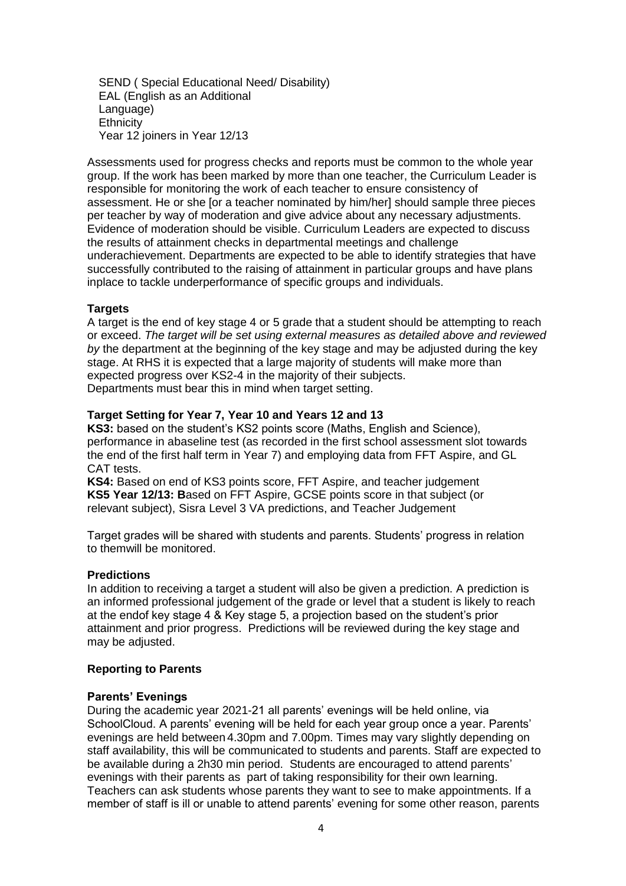SEND ( Special Educational Need/ Disability)
EAL (English as an Additional Language)
Ethnicity
Year 12 joiners in Year 12/13

Assessments used for progress checks and reports must be common to the whole year group. If the work has been marked by more than one teacher, the Curriculum Leader is responsible for monitoring the work of each teacher to ensure consistency of assessment. He or she [or a teacher nominated by him/her] should sample three pieces per teacher by way of moderation and give advice about any necessary adjustments. Evidence of moderation should be visible. Curriculum Leaders are expected to discuss the results of attainment checks in departmental meetings and challenge underachievement. Departments are expected to be able to identify strategies that have successfully contributed to the raising of attainment in particular groups and have plans inplace to tackle underperformance of specific groups and individuals.

**Targets**

A target is the end of key stage 4 or 5 grade that a student should be attempting to reach or exceed. *The target will be set using external measures as detailed above and reviewed by* the department at the beginning of the key stage and may be adjusted during the key stage. At RHS it is expected that a large majority of students will make more than expected progress over KS2-4 in the majority of their subjects.
Departments must bear this in mind when target setting.

**Target Setting for Year 7, Year 10 and Years 12 and 13**

**KS3:** based on the student's KS2 points score (Maths, English and Science), performance in abaseline test (as recorded in the first school assessment slot towards the end of the first half term in Year 7) and employing data from FFT Aspire, and GL CAT tests.
**KS4:** Based on end of KS3 points score, FFT Aspire, and teacher judgement
**KS5 Year 12/13: B**ased on FFT Aspire, GCSE points score in that subject (or relevant subject), Sisra Level 3 VA predictions, and Teacher Judgement

Target grades will be shared with students and parents. Students' progress in relation to themwill be monitored.

**Predictions**

In addition to receiving a target a student will also be given a prediction. A prediction is an informed professional judgement of the grade or level that a student is likely to reach at the endof key stage 4 & Key stage 5, a projection based on the student's prior attainment and prior progress. Predictions will be reviewed during the key stage and may be adjusted.

**Reporting to Parents**

**Parents' Evenings**

During the academic year 2021-21 all parents' evenings will be held online, via SchoolCloud. A parents' evening will be held for each year group once a year. Parents' evenings are held between 4.30pm and 7.00pm. Times may vary slightly depending on staff availability, this will be communicated to students and parents. Staff are expected to be available during a 2h30 min period. Students are encouraged to attend parents' evenings with their parents as part of taking responsibility for their own learning. Teachers can ask students whose parents they want to see to make appointments. If a member of staff is ill or unable to attend parents' evening for some other reason, parents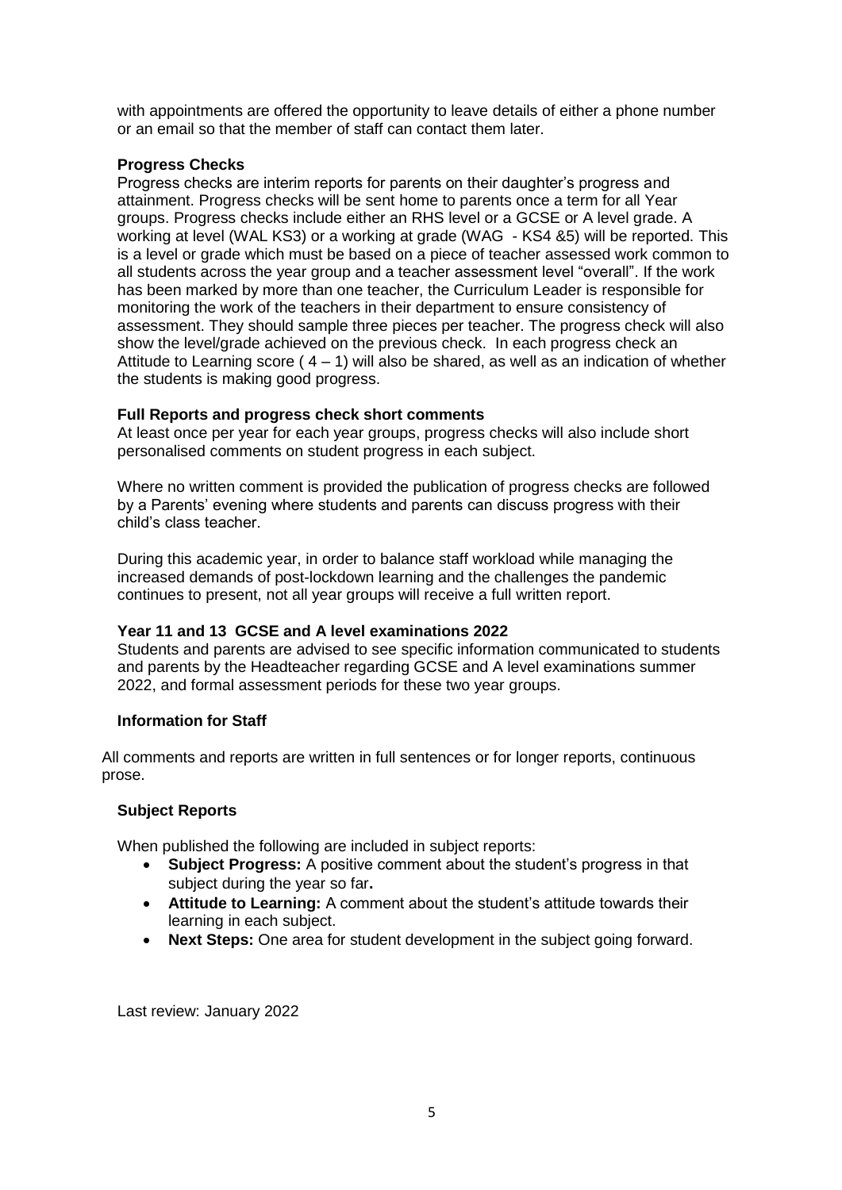with appointments are offered the opportunity to leave details of either a phone number or an email so that the member of staff can contact them later.

### Progress Checks

Progress checks are interim reports for parents on their daughter's progress and attainment. Progress checks will be sent home to parents once a term for all Year groups. Progress checks include either an RHS level or a GCSE or A level grade. A working at level (WAL KS3) or a working at grade (WAG - KS4 &5) will be reported. This is a level or grade which must be based on a piece of teacher assessed work common to all students across the year group and a teacher assessment level "overall". If the work has been marked by more than one teacher, the Curriculum Leader is responsible for monitoring the work of the teachers in their department to ensure consistency of assessment. They should sample three pieces per teacher. The progress check will also show the level/grade achieved on the previous check. In each progress check an Attitude to Learning score ( 4 – 1) will also be shared, as well as an indication of whether the students is making good progress.

### Full Reports and progress check short comments

At least once per year for each year groups, progress checks will also include short personalised comments on student progress in each subject.

Where no written comment is provided the publication of progress checks are followed by a Parents' evening where students and parents can discuss progress with their child's class teacher.

During this academic year, in order to balance staff workload while managing the increased demands of post-lockdown learning and the challenges the pandemic continues to present, not all year groups will receive a full written report.

### Year 11 and 13 GCSE and A level examinations 2022

Students and parents are advised to see specific information communicated to students and parents by the Headteacher regarding GCSE and A level examinations summer 2022, and formal assessment periods for these two year groups.

### Information for Staff

All comments and reports are written in full sentences or for longer reports, continuous prose.

### Subject Reports

When published the following are included in subject reports:

- **Subject Progress:** A positive comment about the student's progress in that subject during the year so far**.**
- **Attitude to Learning:** A comment about the student's attitude towards their learning in each subject.
- **Next Steps:** One area for student development in the subject going forward.

Last review: January 2022